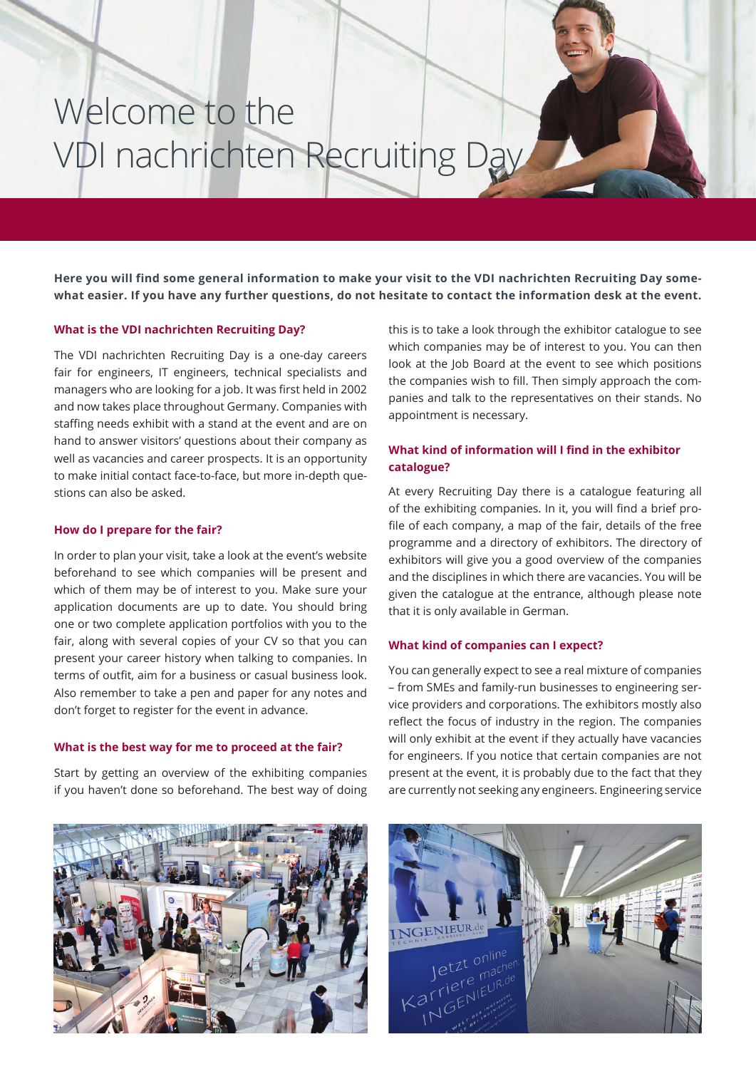# Welcome to the VDI nachrichten Recruiting Day

**Here you will find some general information to make your visit to the VDI nachrichten Recruiting Day somewhat easier. If you have any further questions, do not hesitate to contact the information desk at the event.**

## What is the VDI nachrichten Recruiting Day?

The VDI nachrichten Recruiting Day is a one-day careers fair for engineers, IT engineers, technical specialists and managers who are looking for a job. It was first held in 2002 and now takes place throughout Germany. Companies with staffing needs exhibit with a stand at the event and are on hand to answer visitors' questions about their company as well as vacancies and career prospects. It is an opportunity to make initial contact face-to-face, but more in-depth questions can also be asked.

## How do I prepare for the fair?

In order to plan your visit, take a look at the event's website beforehand to see which companies will be present and which of them may be of interest to you. Make sure your application documents are up to date. You should bring one or two complete application portfolios with you to the fair, along with several copies of your CV so that you can present your career history when talking to companies. In terms of outfit, aim for a business or casual business look. Also remember to take a pen and paper for any notes and don't forget to register for the event in advance.

## What is the best way for me to proceed at the fair?

Start by getting an overview of the exhibiting companies if you haven't done so beforehand. The best way of doing this is to take a look through the exhibitor catalogue to see which companies may be of interest to you. You can then look at the Job Board at the event to see which positions the companies wish to fill. Then simply approach the companies and talk to the representatives on their stands. No appointment is necessary.

## What kind of information will I find in the exhibitor catalogue?

At every Recruiting Day there is a catalogue featuring all of the exhibiting companies. In it, you will find a brief profile of each company, a map of the fair, details of the free programme and a directory of exhibitors. The directory of exhibitors will give you a good overview of the companies and the disciplines in which there are vacancies. You will be given the catalogue at the entrance, although please note that it is only available in German.

## What kind of companies can I expect?

You can generally expect to see a real mixture of companies – from SMEs and family-run businesses to engineering service providers and corporations. The exhibitors mostly also reflect the focus of industry in the region. The companies will only exhibit at the event if they actually have vacancies for engineers. If you notice that certain companies are not present at the event, it is probably due to the fact that they are currently not seeking any engineers. Engineering service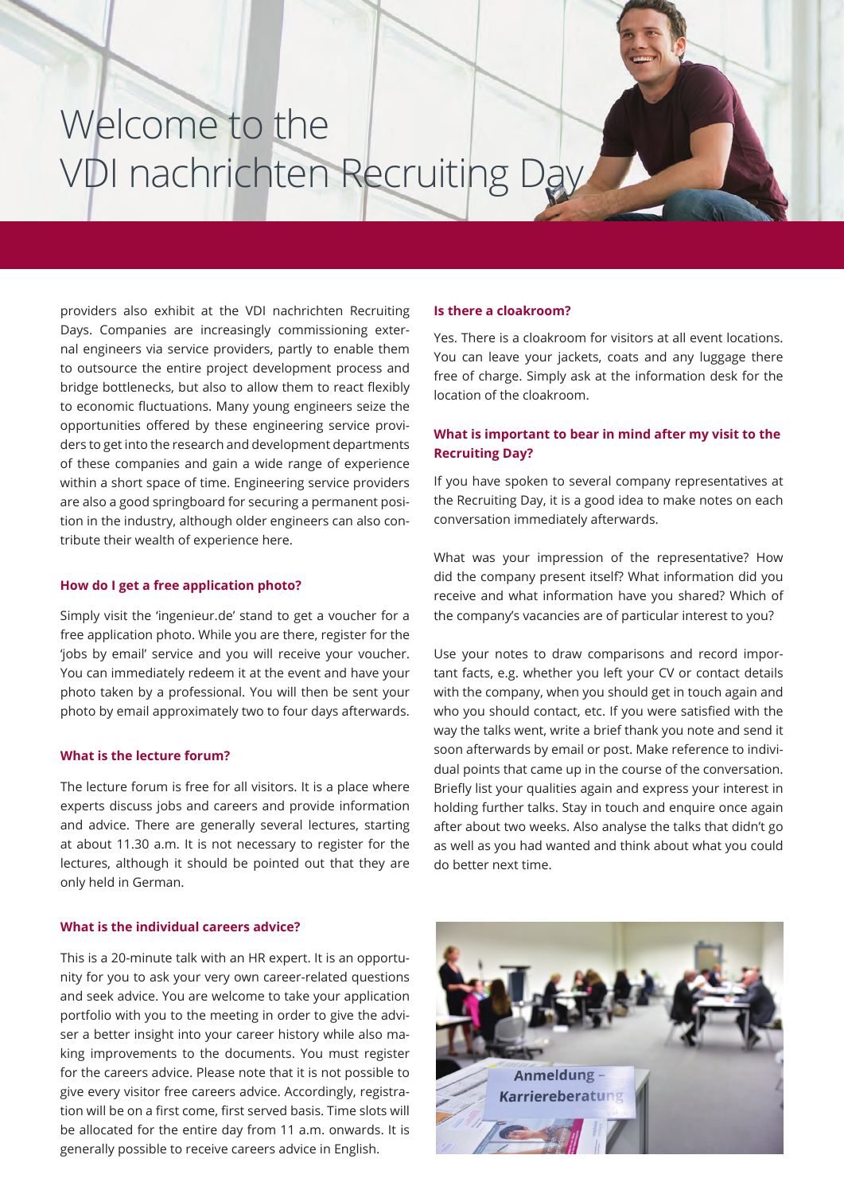# Welcome to the VDI nachrichten Recruiting Day

providers also exhibit at the VDI nachrichten Recruiting Days. Companies are increasingly commissioning external engineers via service providers, partly to enable them to outsource the entire project development process and bridge bottlenecks, but also to allow them to react flexibly to economic fluctuations. Many young engineers seize the opportunities offered by these engineering service providers to get into the research and development departments of these companies and gain a wide range of experience within a short space of time. Engineering service providers are also a good springboard for securing a permanent position in the industry, although older engineers can also contribute their wealth of experience here.

### How do I get a free application photo?

Simply visit the 'ingenieur.de' stand to get a voucher for a free application photo. While you are there, register for the 'jobs by email' service and you will receive your voucher. You can immediately redeem it at the event and have your photo taken by a professional. You will then be sent your photo by email approximately two to four days afterwards.

### What is the lecture forum?

The lecture forum is free for all visitors. It is a place where experts discuss jobs and careers and provide information and advice. There are generally several lectures, starting at about 11.30 a.m. It is not necessary to register for the lectures, although it should be pointed out that they are only held in German.

### What is the individual careers advice?

This is a 20-minute talk with an HR expert. It is an opportunity for you to ask your very own career-related questions and seek advice. You are welcome to take your application portfolio with you to the meeting in order to give the adviser a better insight into your career history while also making improvements to the documents. You must register for the careers advice. Please note that it is not possible to give every visitor free careers advice. Accordingly, registration will be on a first come, first served basis. Time slots will be allocated for the entire day from 11 a.m. onwards. It is generally possible to receive careers advice in English.

### Is there a cloakroom?

Yes. There is a cloakroom for visitors at all event locations. You can leave your jackets, coats and any luggage there free of charge. Simply ask at the information desk for the location of the cloakroom.

### What is important to bear in mind after my visit to the Recruiting Day?

If you have spoken to several company representatives at the Recruiting Day, it is a good idea to make notes on each conversation immediately afterwards.

What was your impression of the representative? How did the company present itself? What information did you receive and what information have you shared? Which of the company's vacancies are of particular interest to you?

Use your notes to draw comparisons and record important facts, e.g. whether you left your CV or contact details with the company, when you should get in touch again and who you should contact, etc. If you were satisfied with the way the talks went, write a brief thank you note and send it soon afterwards by email or post. Make reference to individual points that came up in the course of the conversation. Briefly list your qualities again and express your interest in holding further talks. Stay in touch and enquire once again after about two weeks. Also analyse the talks that didn't go as well as you had wanted and think about what you could do better next time.